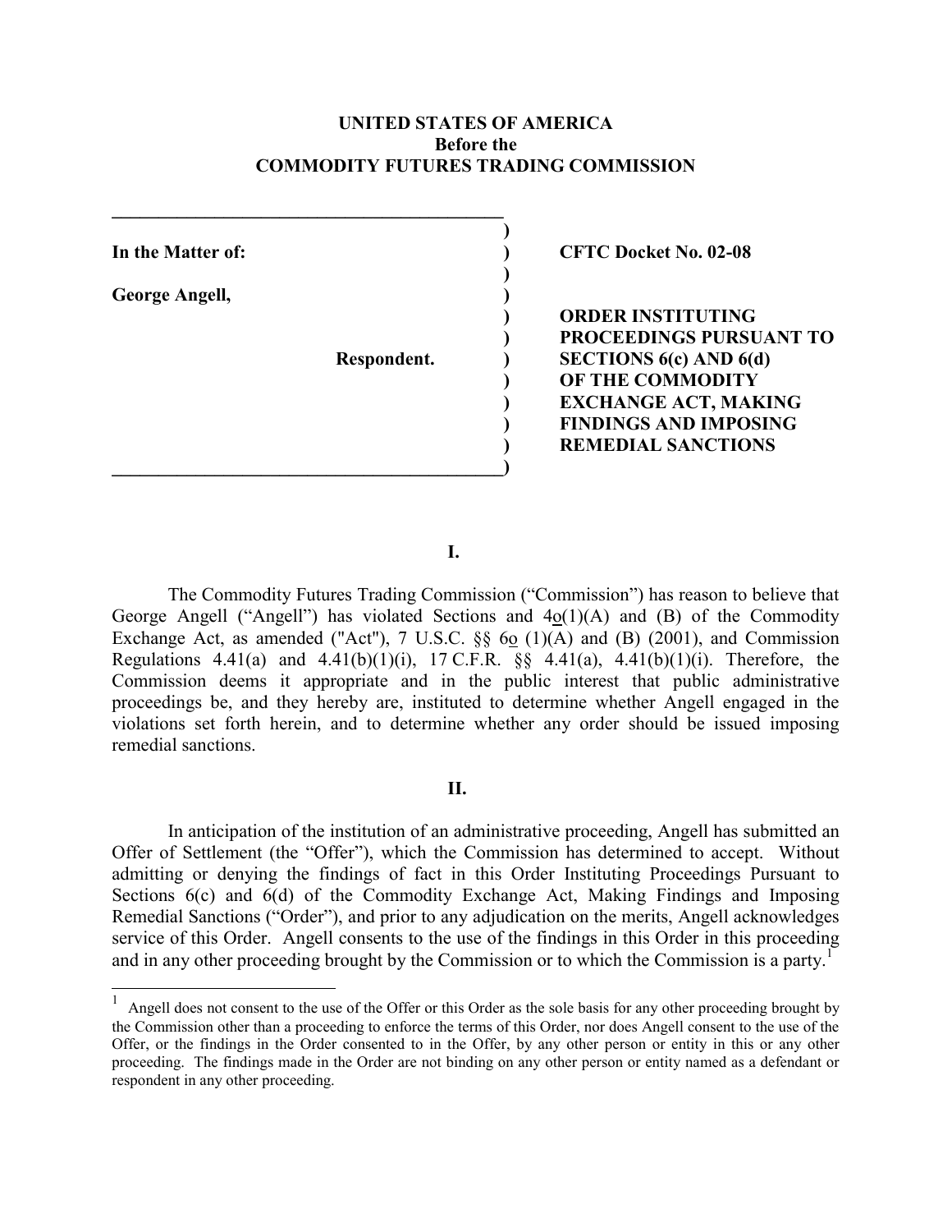**UNITED STATES OF AMERICA**
**Before the**
**COMMODITY FUTURES TRADING COMMISSION**

| | |
|---|---|
| **In the Matter of:** | **CFTC Docket No. 02-08** |
| **George Angell,** | |
| **Respondent.** | **ORDER INSTITUTING PROCEEDINGS PURSUANT TO SECTIONS 6(c) AND 6(d) OF THE COMMODITY EXCHANGE ACT, MAKING FINDINGS AND IMPOSING REMEDIAL SANCTIONS** |

## I.

The Commodity Futures Trading Commission ("Commission") has reason to believe that George Angell ("Angell") has violated Sections and 4o(1)(A) and (B) of the Commodity Exchange Act, as amended ("Act"), 7 U.S.C. §§ 6o (1)(A) and (B) (2001), and Commission Regulations 4.41(a) and 4.41(b)(1)(i), 17 C.F.R. §§ 4.41(a), 4.41(b)(1)(i). Therefore, the Commission deems it appropriate and in the public interest that public administrative proceedings be, and they hereby are, instituted to determine whether Angell engaged in the violations set forth herein, and to determine whether any order should be issued imposing remedial sanctions.

## II.

In anticipation of the institution of an administrative proceeding, Angell has submitted an Offer of Settlement (the "Offer"), which the Commission has determined to accept. Without admitting or denying the findings of fact in this Order Instituting Proceedings Pursuant to Sections 6(c) and 6(d) of the Commodity Exchange Act, Making Findings and Imposing Remedial Sanctions ("Order"), and prior to any adjudication on the merits, Angell acknowledges service of this Order. Angell consents to the use of the findings in this Order in this proceeding and in any other proceeding brought by the Commission or to which the Commission is a party.[1]

[1] Angell does not consent to the use of the Offer or this Order as the sole basis for any other proceeding brought by the Commission other than a proceeding to enforce the terms of this Order, nor does Angell consent to the use of the Offer, or the findings in the Order consented to in the Offer, by any other person or entity in this or any other proceeding. The findings made in the Order are not binding on any other person or entity named as a defendant or respondent in any other proceeding.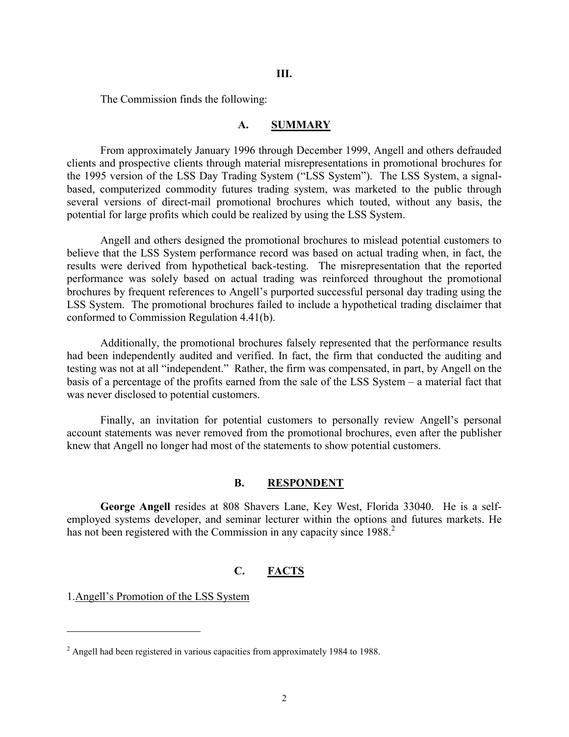## III.

The Commission finds the following:

### A. SUMMARY

From approximately January 1996 through December 1999, Angell and others defrauded clients and prospective clients through material misrepresentations in promotional brochures for the 1995 version of the LSS Day Trading System ("LSS System"). The LSS System, a signal-based, computerized commodity futures trading system, was marketed to the public through several versions of direct-mail promotional brochures which touted, without any basis, the potential for large profits which could be realized by using the LSS System.

Angell and others designed the promotional brochures to mislead potential customers to believe that the LSS System performance record was based on actual trading when, in fact, the results were derived from hypothetical back-testing. The misrepresentation that the reported performance was solely based on actual trading was reinforced throughout the promotional brochures by frequent references to Angell's purported successful personal day trading using the LSS System. The promotional brochures failed to include a hypothetical trading disclaimer that conformed to Commission Regulation 4.41(b).

Additionally, the promotional brochures falsely represented that the performance results had been independently audited and verified. In fact, the firm that conducted the auditing and testing was not at all "independent." Rather, the firm was compensated, in part, by Angell on the basis of a percentage of the profits earned from the sale of the LSS System – a material fact that was never disclosed to potential customers.

Finally, an invitation for potential customers to personally review Angell's personal account statements was never removed from the promotional brochures, even after the publisher knew that Angell no longer had most of the statements to show potential customers.

### B. RESPONDENT

**George Angell** resides at 808 Shavers Lane, Key West, Florida 33040. He is a self-employed systems developer, and seminar lecturer within the options and futures markets. He has not been registered with the Commission in any capacity since 1988.[2]

### C. FACTS

1. Angell's Promotion of the LSS System

---

[2] Angell had been registered in various capacities from approximately 1984 to 1988.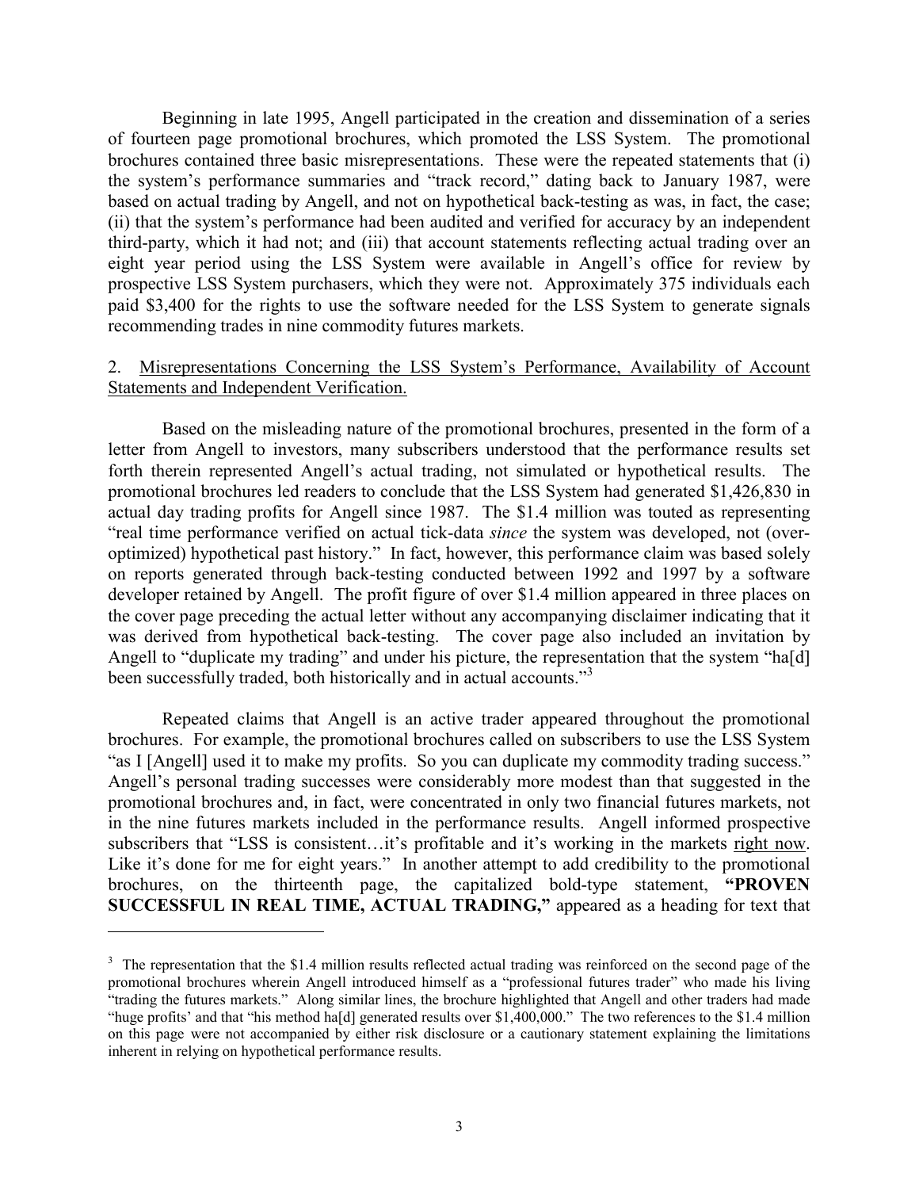Beginning in late 1995, Angell participated in the creation and dissemination of a series of fourteen page promotional brochures, which promoted the LSS System. The promotional brochures contained three basic misrepresentations. These were the repeated statements that (i) the system's performance summaries and "track record," dating back to January 1987, were based on actual trading by Angell, and not on hypothetical back-testing as was, in fact, the case; (ii) that the system's performance had been audited and verified for accuracy by an independent third-party, which it had not; and (iii) that account statements reflecting actual trading over an eight year period using the LSS System were available in Angell's office for review by prospective LSS System purchasers, which they were not. Approximately 375 individuals each paid $3,400 for the rights to use the software needed for the LSS System to generate signals recommending trades in nine commodity futures markets.

2. <u>Misrepresentations Concerning the LSS System's Performance, Availability of Account Statements and Independent Verification.</u>

Based on the misleading nature of the promotional brochures, presented in the form of a letter from Angell to investors, many subscribers understood that the performance results set forth therein represented Angell's actual trading, not simulated or hypothetical results. The promotional brochures led readers to conclude that the LSS System had generated $1,426,830 in actual day trading profits for Angell since 1987. The $1.4 million was touted as representing "real time performance verified on actual tick-data *since* the system was developed, not (over-optimized) hypothetical past history." In fact, however, this performance claim was based solely on reports generated through back-testing conducted between 1992 and 1997 by a software developer retained by Angell. The profit figure of over $1.4 million appeared in three places on the cover page preceding the actual letter without any accompanying disclaimer indicating that it was derived from hypothetical back-testing. The cover page also included an invitation by Angell to "duplicate my trading" and under his picture, the representation that the system "ha[d] been successfully traded, both historically and in actual accounts."[3]

Repeated claims that Angell is an active trader appeared throughout the promotional brochures. For example, the promotional brochures called on subscribers to use the LSS System "as I [Angell] used it to make my profits. So you can duplicate my commodity trading success." Angell's personal trading successes were considerably more modest than that suggested in the promotional brochures and, in fact, were concentrated in only two financial futures markets, not in the nine futures markets included in the performance results. Angell informed prospective subscribers that "LSS is consistent…it's profitable and it's working in the markets <u>right now</u>. Like it's done for me for eight years." In another attempt to add credibility to the promotional brochures, on the thirteenth page, the capitalized bold-type statement, **"PROVEN SUCCESSFUL IN REAL TIME, ACTUAL TRADING,"** appeared as a heading for text that

---

[3] The representation that the $1.4 million results reflected actual trading was reinforced on the second page of the promotional brochures wherein Angell introduced himself as a "professional futures trader" who made his living "trading the futures markets." Along similar lines, the brochure highlighted that Angell and other traders had made "huge profits' and that "his method ha[d] generated results over $1,400,000." The two references to the $1.4 million on this page were not accompanied by either risk disclosure or a cautionary statement explaining the limitations inherent in relying on hypothetical performance results.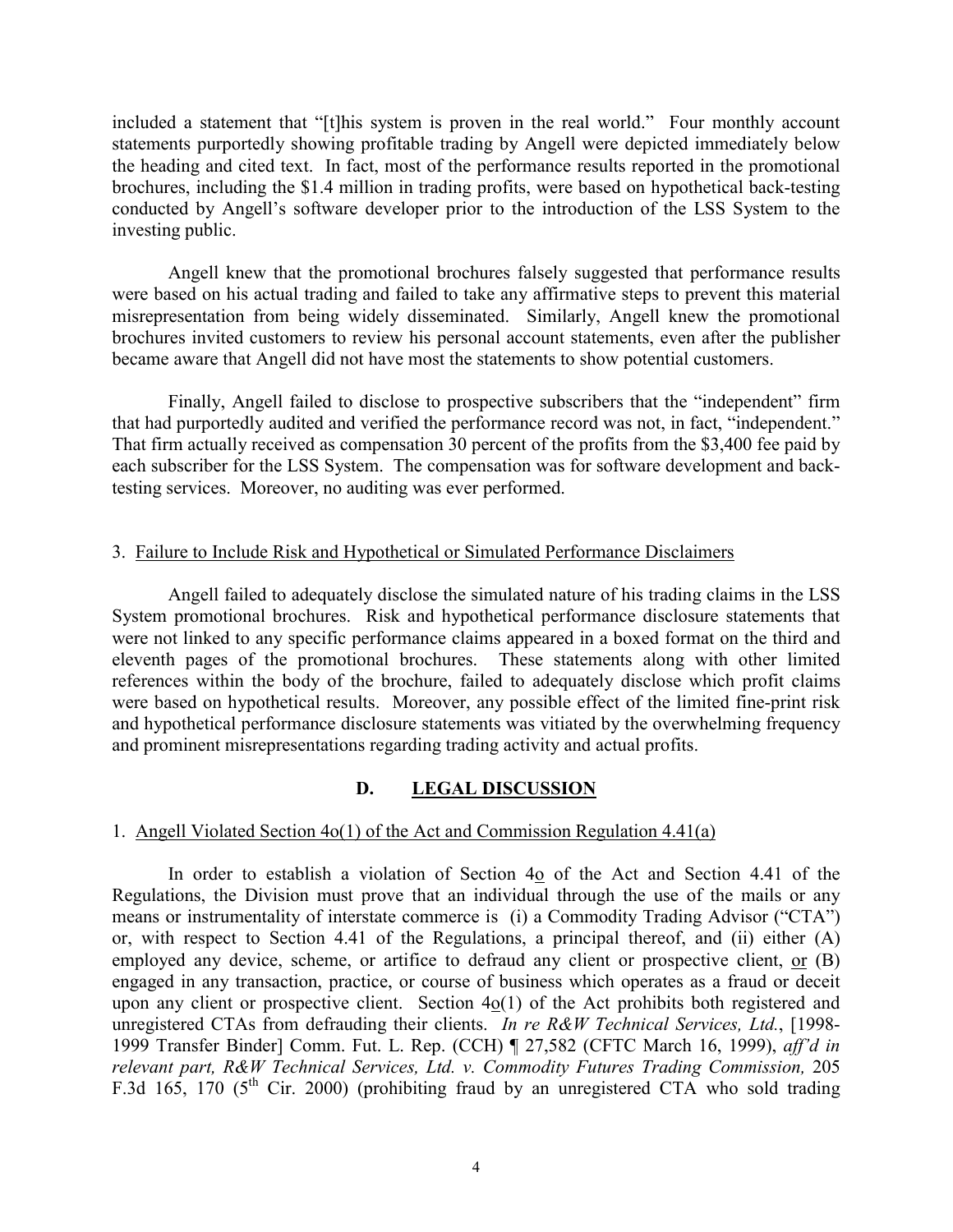included a statement that "[t]his system is proven in the real world." Four monthly account statements purportedly showing profitable trading by Angell were depicted immediately below the heading and cited text. In fact, most of the performance results reported in the promotional brochures, including the $1.4 million in trading profits, were based on hypothetical back-testing conducted by Angell's software developer prior to the introduction of the LSS System to the investing public.

Angell knew that the promotional brochures falsely suggested that performance results were based on his actual trading and failed to take any affirmative steps to prevent this material misrepresentation from being widely disseminated. Similarly, Angell knew the promotional brochures invited customers to review his personal account statements, even after the publisher became aware that Angell did not have most the statements to show potential customers.

Finally, Angell failed to disclose to prospective subscribers that the "independent" firm that had purportedly audited and verified the performance record was not, in fact, "independent." That firm actually received as compensation 30 percent of the profits from the $3,400 fee paid by each subscriber for the LSS System. The compensation was for software development and back-testing services. Moreover, no auditing was ever performed.

3. Failure to Include Risk and Hypothetical or Simulated Performance Disclaimers

Angell failed to adequately disclose the simulated nature of his trading claims in the LSS System promotional brochures. Risk and hypothetical performance disclosure statements that were not linked to any specific performance claims appeared in a boxed format on the third and eleventh pages of the promotional brochures. These statements along with other limited references within the body of the brochure, failed to adequately disclose which profit claims were based on hypothetical results. Moreover, any possible effect of the limited fine-print risk and hypothetical performance disclosure statements was vitiated by the overwhelming frequency and prominent misrepresentations regarding trading activity and actual profits.

## D. LEGAL DISCUSSION

1. Angell Violated Section 4o(1) of the Act and Commission Regulation 4.41(a)

In order to establish a violation of Section 4o of the Act and Section 4.41 of the Regulations, the Division must prove that an individual through the use of the mails or any means or instrumentality of interstate commerce is (i) a Commodity Trading Advisor ("CTA") or, with respect to Section 4.41 of the Regulations, a principal thereof, and (ii) either (A) employed any device, scheme, or artifice to defraud any client or prospective client, or (B) engaged in any transaction, practice, or course of business which operates as a fraud or deceit upon any client or prospective client. Section 4o(1) of the Act prohibits both registered and unregistered CTAs from defrauding their clients. *In re R&W Technical Services, Ltd.*, [1998-1999 Transfer Binder] Comm. Fut. L. Rep. (CCH) ¶ 27,582 (CFTC March 16, 1999), *aff'd in relevant part, R&W Technical Services, Ltd. v. Commodity Futures Trading Commission,* 205 F.3d 165, 170 (5th Cir. 2000) (prohibiting fraud by an unregistered CTA who sold trading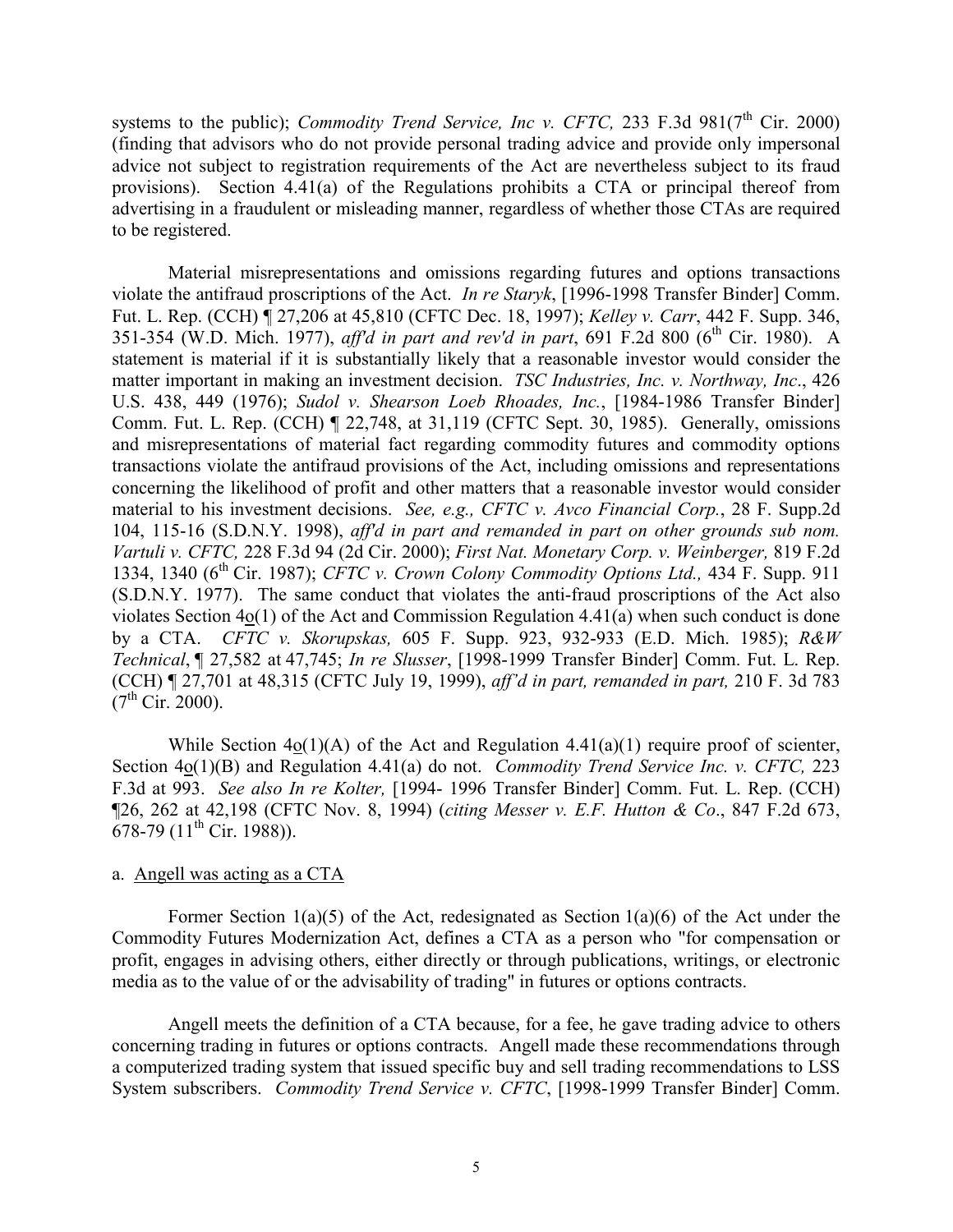systems to the public); *Commodity Trend Service, Inc v. CFTC,* 233 F.3d 981(7th Cir. 2000) (finding that advisors who do not provide personal trading advice and provide only impersonal advice not subject to registration requirements of the Act are nevertheless subject to its fraud provisions). Section 4.41(a) of the Regulations prohibits a CTA or principal thereof from advertising in a fraudulent or misleading manner, regardless of whether those CTAs are required to be registered.

Material misrepresentations and omissions regarding futures and options transactions violate the antifraud proscriptions of the Act. *In re Staryk*, [1996-1998 Transfer Binder] Comm. Fut. L. Rep. (CCH) ¶ 27,206 at 45,810 (CFTC Dec. 18, 1997); *Kelley v. Carr*, 442 F. Supp. 346, 351-354 (W.D. Mich. 1977), *aff'd in part and rev'd in part*, 691 F.2d 800 (6th Cir. 1980). A statement is material if it is substantially likely that a reasonable investor would consider the matter important in making an investment decision. *TSC Industries, Inc. v. Northway, Inc*., 426 U.S. 438, 449 (1976); *Sudol v. Shearson Loeb Rhoades, Inc.*, [1984-1986 Transfer Binder] Comm. Fut. L. Rep. (CCH) ¶ 22,748, at 31,119 (CFTC Sept. 30, 1985). Generally, omissions and misrepresentations of material fact regarding commodity futures and commodity options transactions violate the antifraud provisions of the Act, including omissions and representations concerning the likelihood of profit and other matters that a reasonable investor would consider material to his investment decisions. *See, e.g., CFTC v. Avco Financial Corp.*, 28 F. Supp.2d 104, 115-16 (S.D.N.Y. 1998), *aff'd in part and remanded in part on other grounds sub nom. Vartuli v. CFTC,* 228 F.3d 94 (2d Cir. 2000); *First Nat. Monetary Corp. v. Weinberger,* 819 F.2d 1334, 1340 (6th Cir. 1987); *CFTC v. Crown Colony Commodity Options Ltd.,* 434 F. Supp. 911 (S.D.N.Y. 1977). The same conduct that violates the anti-fraud proscriptions of the Act also violates Section 4o(1) of the Act and Commission Regulation 4.41(a) when such conduct is done by a CTA. *CFTC v. Skorupskas,* 605 F. Supp. 923, 932-933 (E.D. Mich. 1985); *R&W Technical*, ¶ 27,582 at 47,745; *In re Slusser*, [1998-1999 Transfer Binder] Comm. Fut. L. Rep. (CCH) ¶ 27,701 at 48,315 (CFTC July 19, 1999), *aff'd in part, remanded in part,* 210 F. 3d 783 (7th Cir. 2000).

While Section 4o(1)(A) of the Act and Regulation 4.41(a)(1) require proof of scienter, Section 4o(1)(B) and Regulation 4.41(a) do not. *Commodity Trend Service Inc. v. CFTC,* 223 F.3d at 993. *See also In re Kolter,* [1994- 1996 Transfer Binder] Comm. Fut. L. Rep. (CCH) ¶26, 262 at 42,198 (CFTC Nov. 8, 1994) (*citing Messer v. E.F. Hutton & Co*., 847 F.2d 673, 678-79 (11th Cir. 1988)).

a. Angell was acting as a CTA

Former Section 1(a)(5) of the Act, redesignated as Section 1(a)(6) of the Act under the Commodity Futures Modernization Act, defines a CTA as a person who "for compensation or profit, engages in advising others, either directly or through publications, writings, or electronic media as to the value of or the advisability of trading" in futures or options contracts.

Angell meets the definition of a CTA because, for a fee, he gave trading advice to others concerning trading in futures or options contracts. Angell made these recommendations through a computerized trading system that issued specific buy and sell trading recommendations to LSS System subscribers. *Commodity Trend Service v. CFTC*, [1998-1999 Transfer Binder] Comm.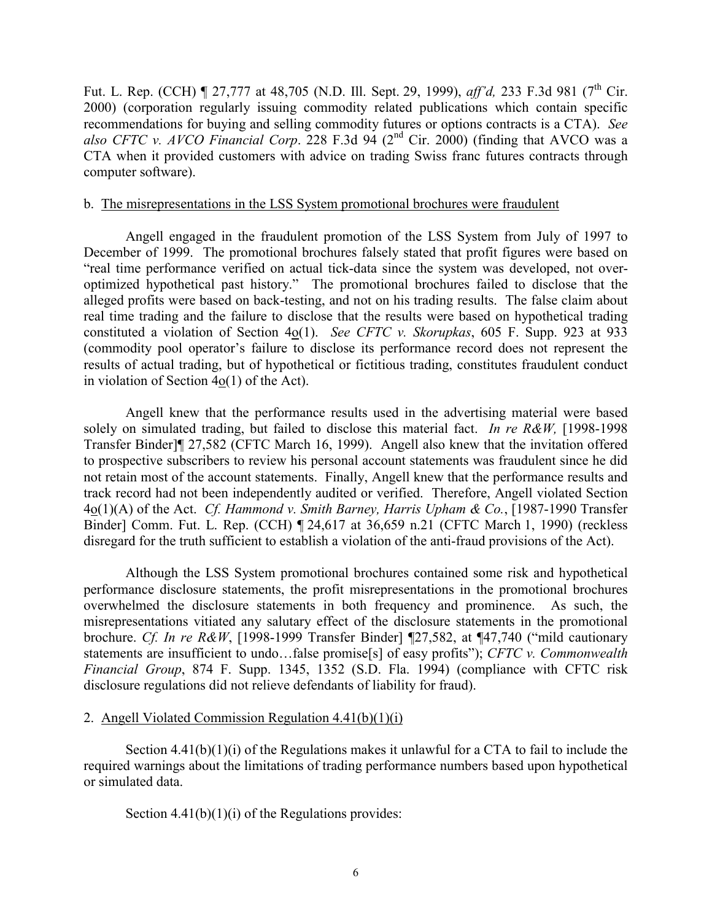Fut. L. Rep. (CCH) ¶ 27,777 at 48,705 (N.D. Ill. Sept. 29, 1999), *aff'd,* 233 F.3d 981 (7th Cir. 2000) (corporation regularly issuing commodity related publications which contain specific recommendations for buying and selling commodity futures or options contracts is a CTA). *See also CFTC v. AVCO Financial Corp*. 228 F.3d 94 (2nd Cir. 2000) (finding that AVCO was a CTA when it provided customers with advice on trading Swiss franc futures contracts through computer software).

b. <u>The misrepresentations in the LSS System promotional brochures were fraudulent</u>

Angell engaged in the fraudulent promotion of the LSS System from July of 1997 to December of 1999. The promotional brochures falsely stated that profit figures were based on "real time performance verified on actual tick-data since the system was developed, not over-optimized hypothetical past history." The promotional brochures failed to disclose that the alleged profits were based on back-testing, and not on his trading results. The false claim about real time trading and the failure to disclose that the results were based on hypothetical trading constituted a violation of Section 4<u>o</u>(1). *See CFTC v. Skorupkas*, 605 F. Supp. 923 at 933 (commodity pool operator's failure to disclose its performance record does not represent the results of actual trading, but of hypothetical or fictitious trading, constitutes fraudulent conduct in violation of Section 4<u>o</u>(1) of the Act).

Angell knew that the performance results used in the advertising material were based solely on simulated trading, but failed to disclose this material fact. *In re R&W,* [1998-1998 Transfer Binder]¶ 27,582 (CFTC March 16, 1999). Angell also knew that the invitation offered to prospective subscribers to review his personal account statements was fraudulent since he did not retain most of the account statements. Finally, Angell knew that the performance results and track record had not been independently audited or verified. Therefore, Angell violated Section 4<u>o</u>(1)(A) of the Act. *Cf. Hammond v. Smith Barney, Harris Upham & Co.*, [1987-1990 Transfer Binder] Comm. Fut. L. Rep. (CCH) ¶ 24,617 at 36,659 n.21 (CFTC March 1, 1990) (reckless disregard for the truth sufficient to establish a violation of the anti-fraud provisions of the Act).

Although the LSS System promotional brochures contained some risk and hypothetical performance disclosure statements, the profit misrepresentations in the promotional brochures overwhelmed the disclosure statements in both frequency and prominence. As such, the misrepresentations vitiated any salutary effect of the disclosure statements in the promotional brochure. *Cf. In re R&W*, [1998-1999 Transfer Binder] ¶27,582, at ¶47,740 ("mild cautionary statements are insufficient to undo…false promise[s] of easy profits"); *CFTC v. Commonwealth Financial Group*, 874 F. Supp. 1345, 1352 (S.D. Fla. 1994) (compliance with CFTC risk disclosure regulations did not relieve defendants of liability for fraud).

2. <u>Angell Violated Commission Regulation 4.41(b)(1)(i)</u>

Section 4.41(b)(1)(i) of the Regulations makes it unlawful for a CTA to fail to include the required warnings about the limitations of trading performance numbers based upon hypothetical or simulated data.

Section 4.41(b)(1)(i) of the Regulations provides: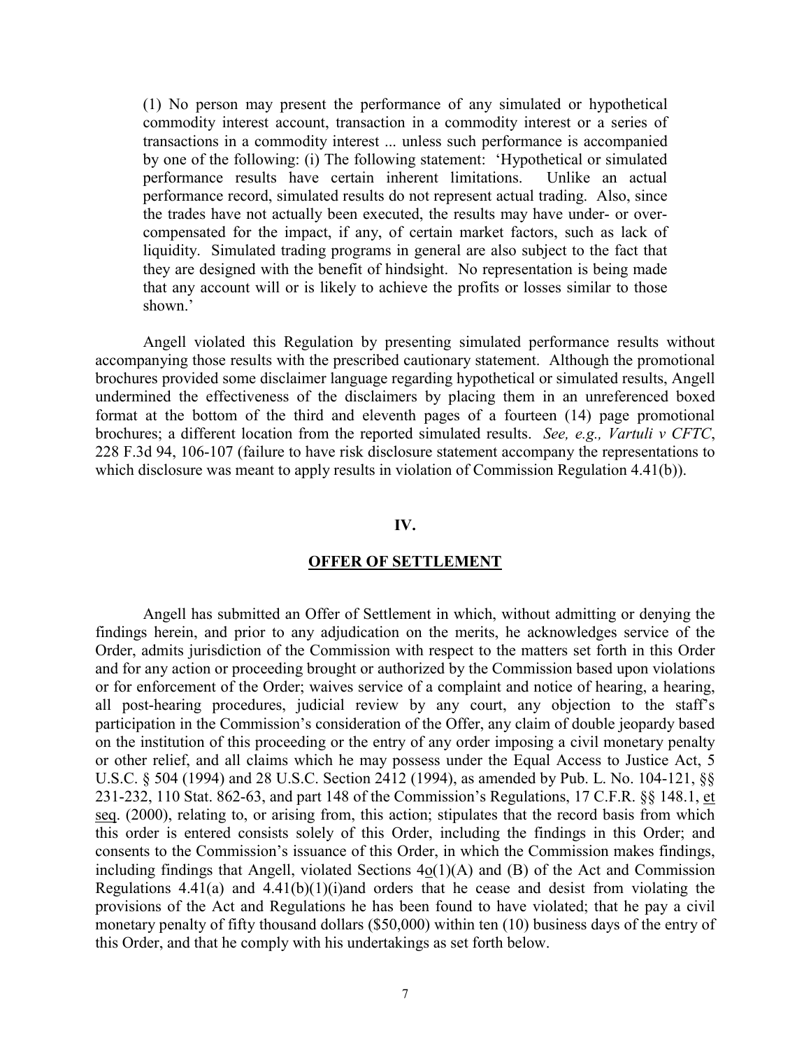(1) No person may present the performance of any simulated or hypothetical commodity interest account, transaction in a commodity interest or a series of transactions in a commodity interest ... unless such performance is accompanied by one of the following: (i) The following statement: 'Hypothetical or simulated performance results have certain inherent limitations. Unlike an actual performance record, simulated results do not represent actual trading. Also, since the trades have not actually been executed, the results may have under- or over-compensated for the impact, if any, of certain market factors, such as lack of liquidity. Simulated trading programs in general are also subject to the fact that they are designed with the benefit of hindsight. No representation is being made that any account will or is likely to achieve the profits or losses similar to those shown.'

Angell violated this Regulation by presenting simulated performance results without accompanying those results with the prescribed cautionary statement. Although the promotional brochures provided some disclaimer language regarding hypothetical or simulated results, Angell undermined the effectiveness of the disclaimers by placing them in an unreferenced boxed format at the bottom of the third and eleventh pages of a fourteen (14) page promotional brochures; a different location from the reported simulated results. *See, e.g., Vartuli v CFTC*, 228 F.3d 94, 106-107 (failure to have risk disclosure statement accompany the representations to which disclosure was meant to apply results in violation of Commission Regulation 4.41(b)).

## IV.

## OFFER OF SETTLEMENT

Angell has submitted an Offer of Settlement in which, without admitting or denying the findings herein, and prior to any adjudication on the merits, he acknowledges service of the Order, admits jurisdiction of the Commission with respect to the matters set forth in this Order and for any action or proceeding brought or authorized by the Commission based upon violations or for enforcement of the Order; waives service of a complaint and notice of hearing, a hearing, all post-hearing procedures, judicial review by any court, any objection to the staff's participation in the Commission's consideration of the Offer, any claim of double jeopardy based on the institution of this proceeding or the entry of any order imposing a civil monetary penalty or other relief, and all claims which he may possess under the Equal Access to Justice Act, 5 U.S.C. § 504 (1994) and 28 U.S.C. Section 2412 (1994), as amended by Pub. L. No. 104-121, §§ 231-232, 110 Stat. 862-63, and part 148 of the Commission's Regulations, 17 C.F.R. §§ 148.1, et seq. (2000), relating to, or arising from, this action; stipulates that the record basis from which this order is entered consists solely of this Order, including the findings in this Order; and consents to the Commission's issuance of this Order, in which the Commission makes findings, including findings that Angell, violated Sections 4o(1)(A) and (B) of the Act and Commission Regulations 4.41(a) and 4.41(b)(1)(i)and orders that he cease and desist from violating the provisions of the Act and Regulations he has been found to have violated; that he pay a civil monetary penalty of fifty thousand dollars ($50,000) within ten (10) business days of the entry of this Order, and that he comply with his undertakings as set forth below.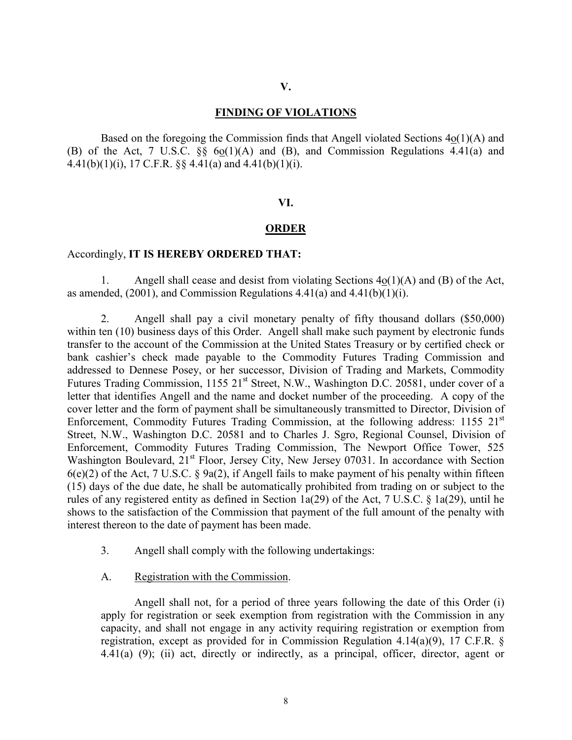## V.

## FINDING OF VIOLATIONS

Based on the foregoing the Commission finds that Angell violated Sections 4o(1)(A) and (B) of the Act, 7 U.S.C. §§ 6o(1)(A) and (B), and Commission Regulations 4.41(a) and 4.41(b)(1)(i), 17 C.F.R. §§ 4.41(a) and 4.41(b)(1)(i).

## VI.

## ORDER

Accordingly, **IT IS HEREBY ORDERED THAT:**

1. Angell shall cease and desist from violating Sections 4o(1)(A) and (B) of the Act, as amended, (2001), and Commission Regulations 4.41(a) and 4.41(b)(1)(i).

2. Angell shall pay a civil monetary penalty of fifty thousand dollars ($50,000) within ten (10) business days of this Order. Angell shall make such payment by electronic funds transfer to the account of the Commission at the United States Treasury or by certified check or bank cashier's check made payable to the Commodity Futures Trading Commission and addressed to Dennese Posey, or her successor, Division of Trading and Markets, Commodity Futures Trading Commission, 1155 21st Street, N.W., Washington D.C. 20581, under cover of a letter that identifies Angell and the name and docket number of the proceeding. A copy of the cover letter and the form of payment shall be simultaneously transmitted to Director, Division of Enforcement, Commodity Futures Trading Commission, at the following address: 1155 21st Street, N.W., Washington D.C. 20581 and to Charles J. Sgro, Regional Counsel, Division of Enforcement, Commodity Futures Trading Commission, The Newport Office Tower, 525 Washington Boulevard, 21st Floor, Jersey City, New Jersey 07031. In accordance with Section 6(e)(2) of the Act, 7 U.S.C. § 9a(2), if Angell fails to make payment of his penalty within fifteen (15) days of the due date, he shall be automatically prohibited from trading on or subject to the rules of any registered entity as defined in Section 1a(29) of the Act, 7 U.S.C. § 1a(29), until he shows to the satisfaction of the Commission that payment of the full amount of the penalty with interest thereon to the date of payment has been made.

3. Angell shall comply with the following undertakings:

A. Registration with the Commission.

Angell shall not, for a period of three years following the date of this Order (i) apply for registration or seek exemption from registration with the Commission in any capacity, and shall not engage in any activity requiring registration or exemption from registration, except as provided for in Commission Regulation 4.14(a)(9), 17 C.F.R. § 4.41(a) (9); (ii) act, directly or indirectly, as a principal, officer, director, agent or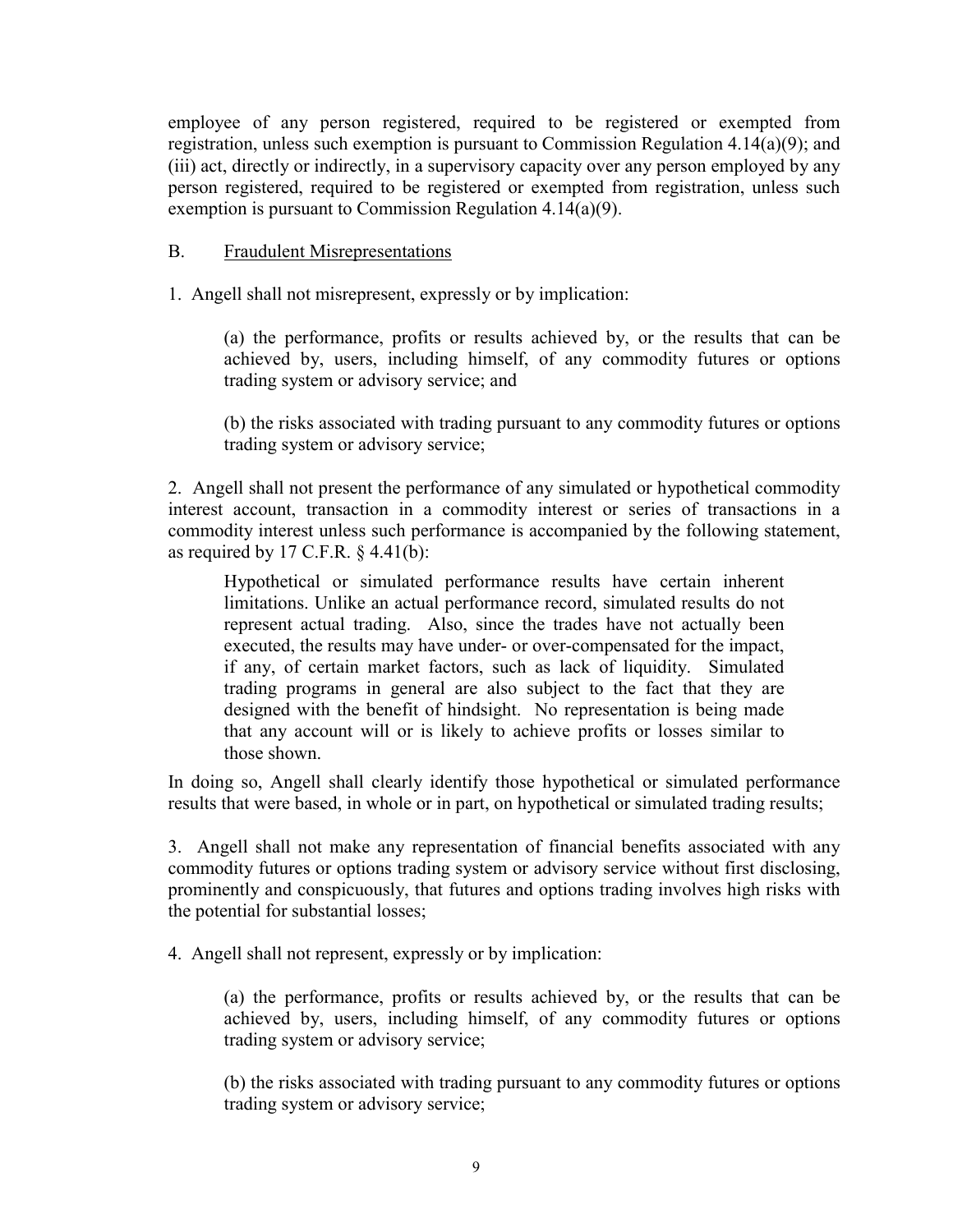employee of any person registered, required to be registered or exempted from registration, unless such exemption is pursuant to Commission Regulation 4.14(a)(9); and (iii) act, directly or indirectly, in a supervisory capacity over any person employed by any person registered, required to be registered or exempted from registration, unless such exemption is pursuant to Commission Regulation 4.14(a)(9).

B. Fraudulent Misrepresentations

1. Angell shall not misrepresent, expressly or by implication:

> (a) the performance, profits or results achieved by, or the results that can be achieved by, users, including himself, of any commodity futures or options trading system or advisory service; and
>
> (b) the risks associated with trading pursuant to any commodity futures or options trading system or advisory service;

2. Angell shall not present the performance of any simulated or hypothetical commodity interest account, transaction in a commodity interest or series of transactions in a commodity interest unless such performance is accompanied by the following statement, as required by 17 C.F.R. § 4.41(b):

> Hypothetical or simulated performance results have certain inherent limitations. Unlike an actual performance record, simulated results do not represent actual trading. Also, since the trades have not actually been executed, the results may have under- or over-compensated for the impact, if any, of certain market factors, such as lack of liquidity. Simulated trading programs in general are also subject to the fact that they are designed with the benefit of hindsight. No representation is being made that any account will or is likely to achieve profits or losses similar to those shown.

In doing so, Angell shall clearly identify those hypothetical or simulated performance results that were based, in whole or in part, on hypothetical or simulated trading results;

3. Angell shall not make any representation of financial benefits associated with any commodity futures or options trading system or advisory service without first disclosing, prominently and conspicuously, that futures and options trading involves high risks with the potential for substantial losses;

4. Angell shall not represent, expressly or by implication:

> (a) the performance, profits or results achieved by, or the results that can be achieved by, users, including himself, of any commodity futures or options trading system or advisory service;
>
> (b) the risks associated with trading pursuant to any commodity futures or options trading system or advisory service;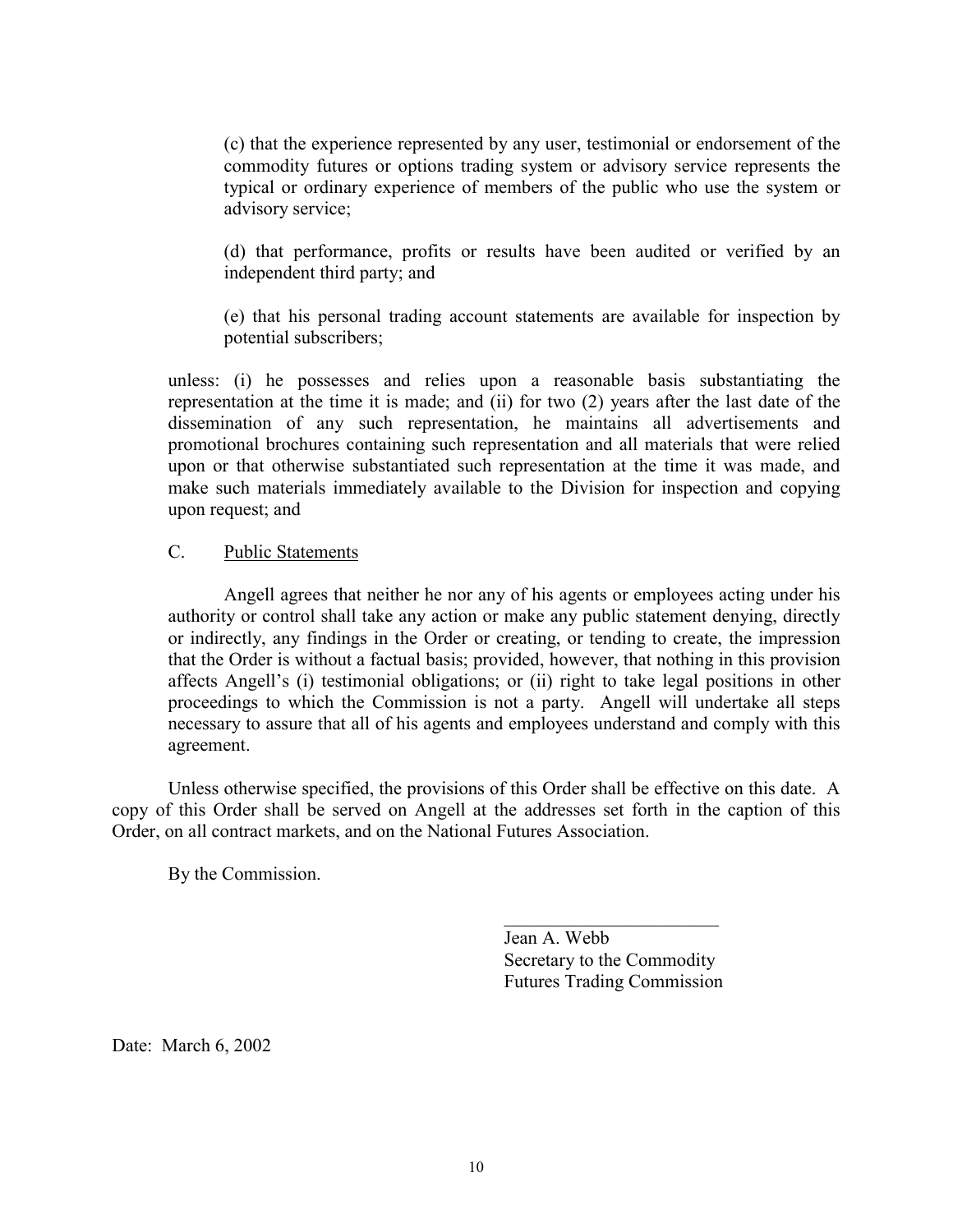(c) that the experience represented by any user, testimonial or endorsement of the commodity futures or options trading system or advisory service represents the typical or ordinary experience of members of the public who use the system or advisory service;

(d) that performance, profits or results have been audited or verified by an independent third party; and

(e) that his personal trading account statements are available for inspection by potential subscribers;

unless: (i) he possesses and relies upon a reasonable basis substantiating the representation at the time it is made; and (ii) for two (2) years after the last date of the dissemination of any such representation, he maintains all advertisements and promotional brochures containing such representation and all materials that were relied upon or that otherwise substantiated such representation at the time it was made, and make such materials immediately available to the Division for inspection and copying upon request; and

C. Public Statements

Angell agrees that neither he nor any of his agents or employees acting under his authority or control shall take any action or make any public statement denying, directly or indirectly, any findings in the Order or creating, or tending to create, the impression that the Order is without a factual basis; provided, however, that nothing in this provision affects Angell's (i) testimonial obligations; or (ii) right to take legal positions in other proceedings to which the Commission is not a party. Angell will undertake all steps necessary to assure that all of his agents and employees understand and comply with this agreement.

Unless otherwise specified, the provisions of this Order shall be effective on this date. A copy of this Order shall be served on Angell at the addresses set forth in the caption of this Order, on all contract markets, and on the National Futures Association.

By the Commission.

Jean A. Webb
Secretary to the Commodity
Futures Trading Commission

Date: March 6, 2002